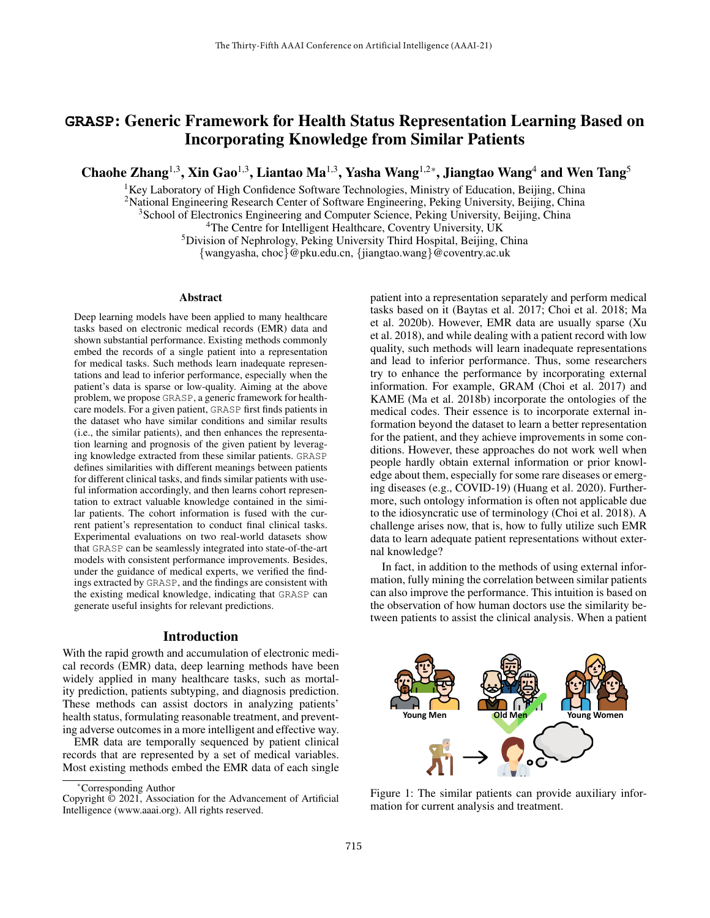# GRASP: Generic Framework for Health Status Representation Learning Based on Incorporating Knowledge from Similar Patients

**Chaohe Zhang[1,3], Xin Gao[1,3], Liantao Ma[1,3], Yasha Wang[1,2*], Jiangtao Wang[4] and Wen Tang[5]**

[1]Key Laboratory of High Confidence Software Technologies, Ministry of Education, Beijing, China
[2]National Engineering Research Center of Software Engineering, Peking University, Beijing, China
[3]School of Electronics Engineering and Computer Science, Peking University, Beijing, China
[4]The Centre for Intelligent Healthcare, Coventry University, UK
[5]Division of Nephrology, Peking University Third Hospital, Beijing, China
{wangyasha, choc}@pku.edu.cn, {jiangtao.wang}@coventry.ac.uk

## Abstract

Deep learning models have been applied to many healthcare tasks based on electronic medical records (EMR) data and shown substantial performance. Existing methods commonly embed the records of a single patient into a representation for medical tasks. Such methods learn inadequate representations and lead to inferior performance, especially when the patient's data is sparse or low-quality. Aiming at the above problem, we propose GRASP, a generic framework for healthcare models. For a given patient, GRASP first finds patients in the dataset who have similar conditions and similar results (i.e., the similar patients), and then enhances the representation learning and prognosis of the given patient by leveraging knowledge extracted from these similar patients. GRASP defines similarities with different meanings between patients for different clinical tasks, and finds similar patients with useful information accordingly, and then learns cohort representation to extract valuable knowledge contained in the similar patients. The cohort information is fused with the current patient's representation to conduct final clinical tasks. Experimental evaluations on two real-world datasets show that GRASP can be seamlessly integrated into state-of-the-art models with consistent performance improvements. Besides, under the guidance of medical experts, we verified the findings extracted by GRASP, and the findings are consistent with the existing medical knowledge, indicating that GRASP can generate useful insights for relevant predictions.

## Introduction

With the rapid growth and accumulation of electronic medical records (EMR) data, deep learning methods have been widely applied in many healthcare tasks, such as mortality prediction, patients subtyping, and diagnosis prediction. These methods can assist doctors in analyzing patients' health status, formulating reasonable treatment, and preventing adverse outcomes in a more intelligent and effective way.

EMR data are temporally sequenced by patient clinical records that are represented by a set of medical variables. Most existing methods embed the EMR data of each single patient into a representation separately and perform medical tasks based on it (Baytas et al. 2017; Choi et al. 2018; Ma et al. 2020b). However, EMR data are usually sparse (Xu et al. 2018), and while dealing with a patient record with low quality, such methods will learn inadequate representations and lead to inferior performance. Thus, some researchers try to enhance the performance by incorporating external information. For example, GRAM (Choi et al. 2017) and KAME (Ma et al. 2018b) incorporate the ontologies of the medical codes. Their essence is to incorporate external information beyond the dataset to learn a better representation for the patient, and they achieve improvements in some conditions. However, these approaches do not work well when people hardly obtain external information or prior knowledge about them, especially for some rare diseases or emerging diseases (e.g., COVID-19) (Huang et al. 2020). Furthermore, such ontology information is often not applicable due to the idiosyncratic use of terminology (Choi et al. 2018). A challenge arises now, that is, how to fully utilize such EMR data to learn adequate patient representations without external knowledge?

In fact, in addition to the methods of using external information, fully mining the correlation between similar patients can also improve the performance. This intuition is based on the observation of how human doctors use the similarity between patients to assist the clinical analysis. When a patient

Figure 1: The similar patients can provide auxiliary information for current analysis and treatment.

*Corresponding Author
Copyright © 2021, Association for the Advancement of Artificial Intelligence (www.aaai.org). All rights reserved.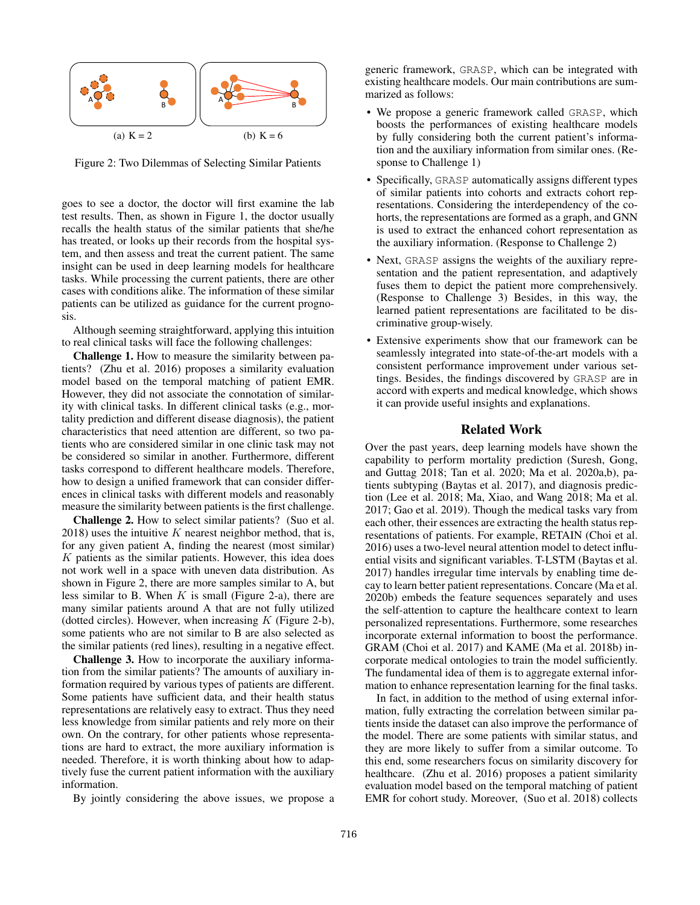(a) K = 2 (b) K = 6

Figure 2: Two Dilemmas of Selecting Similar Patients

goes to see a doctor, the doctor will first examine the lab test results. Then, as shown in Figure 1, the doctor usually recalls the health status of the similar patients that she/he has treated, or looks up their records from the hospital system, and then assess and treat the current patient. The same insight can be used in deep learning models for healthcare tasks. While processing the current patients, there are other cases with conditions alike. The information of these similar patients can be utilized as guidance for the current prognosis.

Although seeming straightforward, applying this intuition to real clinical tasks will face the following challenges:

**Challenge 1.** How to measure the similarity between patients? (Zhu et al. 2016) proposes a similarity evaluation model based on the temporal matching of patient EMR. However, they did not associate the connotation of similarity with clinical tasks. In different clinical tasks (e.g., mortality prediction and different disease diagnosis), the patient characteristics that need attention are different, so two patients who are considered similar in one clinic task may not be considered so similar in another. Furthermore, different tasks correspond to different healthcare models. Therefore, how to design a unified framework that can consider differences in clinical tasks with different models and reasonably measure the similarity between patients is the first challenge.

**Challenge 2.** How to select similar patients? (Suo et al. 2018) uses the intuitive $K$ nearest neighbor method, that is, for any given patient A, finding the nearest (most similar) $K$ patients as the similar patients. However, this idea does not work well in a space with uneven data distribution. As shown in Figure 2, there are more samples similar to A, but less similar to B. When $K$ is small (Figure 2-a), there are many similar patients around A that are not fully utilized (dotted circles). However, when increasing $K$ (Figure 2-b), some patients who are not similar to B are also selected as the similar patients (red lines), resulting in a negative effect.

**Challenge 3.** How to incorporate the auxiliary information from the similar patients? The amounts of auxiliary information required by various types of patients are different. Some patients have sufficient data, and their health status representations are relatively easy to extract. Thus they need less knowledge from similar patients and rely more on their own. On the contrary, for other patients whose representations are hard to extract, the more auxiliary information is needed. Therefore, it is worth thinking about how to adaptively fuse the current patient information with the auxiliary information.

By jointly considering the above issues, we propose a generic framework, `GRASP`, which can be integrated with existing healthcare models. Our main contributions are summarized as follows:

- We propose a generic framework called `GRASP`, which boosts the performances of existing healthcare models by fully considering both the current patient's information and the auxiliary information from similar ones. (Response to Challenge 1)
- Specifically, `GRASP` automatically assigns different types of similar patients into cohorts and extracts cohort representations. Considering the interdependency of the cohorts, the representations are formed as a graph, and GNN is used to extract the enhanced cohort representation as the auxiliary information. (Response to Challenge 2)
- Next, `GRASP` assigns the weights of the auxiliary representation and the patient representation and adaptively fuses them to depict the patient more comprehensively. (Response to Challenge 3) Besides, in this way, the learned patient representations are facilitated to be discriminative group-wisely.
- Extensive experiments show that our framework can be seamlessly integrated into state-of-the-art models with a consistent performance improvement under various settings. Besides, the findings discovered by `GRASP` are in accord with experts and medical knowledge, which shows it can provide useful insights and explanations.

## Related Work

Over the past years, deep learning models have shown the capability to perform mortality prediction (Suresh, Gong, and Guttag 2018; Tan et al. 2020; Ma et al. 2020a,b), patients subtyping (Baytas et al. 2017), and diagnosis prediction (Lee et al. 2018; Ma, Xiao, and Wang 2018; Ma et al. 2017; Gao et al. 2019). Though the medical tasks vary from each other, their essences are extracting the health status representations of patients. For example, RETAIN (Choi et al. 2016) uses a two-level neural attention model to detect influential visits and significant variables. T-LSTM (Baytas et al. 2017) handles irregular time intervals by enabling time decay to learn better patient representations. Concare (Ma et al. 2020b) embeds the feature sequences separately and uses the self-attention to capture the healthcare context to learn personalized representations. Furthermore, some researches incorporate external information to boost the performance. GRAM (Choi et al. 2017) and KAME (Ma et al. 2018b) incorporate medical ontologies to train the model sufficiently. The fundamental idea of them is to aggregate external information to enhance representation learning for the final tasks.

In fact, in addition to the method of using external information, fully extracting the correlation between similar patients inside the dataset can also improve the performance of the model. There are some patients with similar status, and they are more likely to suffer from a similar outcome. To this end, some researchers focus on similarity discovery for healthcare. (Zhu et al. 2016) proposes a patient similarity evaluation model based on the temporal matching of patient EMR for cohort study. Moreover, (Suo et al. 2018) collects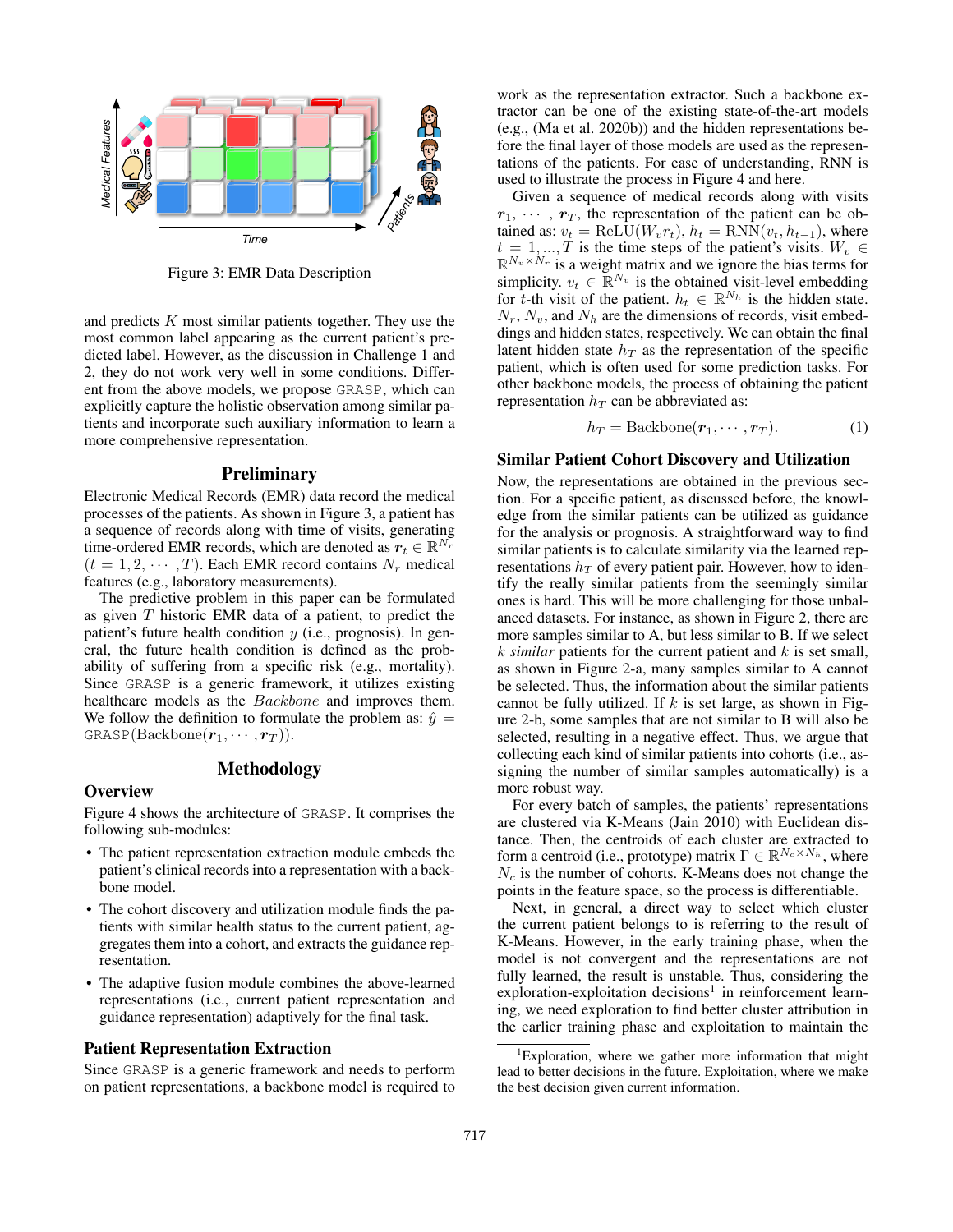Figure 3: EMR Data Description

and predicts $K$ most similar patients together. They use the most common label appearing as the current patient's predicted label. However, as the discussion in Challenge 1 and 2, they do not work very well in some conditions. Different from the above models, we propose GRASP, which can explicitly capture the holistic observation among similar patients and incorporate such auxiliary information to learn a more comprehensive representation.

## Preliminary

Electronic Medical Records (EMR) data record the medical processes of the patients. As shown in Figure 3, a patient has a sequence of records along with time of visits, generating time-ordered EMR records, which are denoted as $\boldsymbol{r}_t \in \mathbb{R}^{N_r}$ $(t = 1, 2, \cdots, T)$. Each EMR record contains $N_r$ medical features (e.g., laboratory measurements).

The predictive problem in this paper can be formulated as given $T$ historic EMR data of a patient, to predict the patient's future health condition $y$ (i.e., prognosis). In general, the future health condition is defined as the probability of suffering from a specific risk (e.g., mortality). Since GRASP is a generic framework, it utilizes existing healthcare models as the *Backbone* and improves them. We follow the definition to formulate the problem as: $\hat{y} = \text{GRASP}(\text{Backbone}(\boldsymbol{r}_1, \cdots, \boldsymbol{r}_T))$.

## Methodology

### Overview

Figure 4 shows the architecture of GRASP. It comprises the following sub-modules:

- The patient representation extraction module embeds the patient's clinical records into a representation with a backbone model.
- The cohort discovery and utilization module finds the patients with similar health status to the current patient, aggregates them into a cohort, and extracts the guidance representation.
- The adaptive fusion module combines the above-learned representations (i.e., current patient representation and guidance representation) adaptively for the final task.

### Patient Representation Extraction

Since GRASP is a generic framework and needs to perform on patient representations, a backbone model is required to work as the representation extractor. Such a backbone extractor can be one of the existing state-of-the-art models (e.g., (Ma et al. 2020b)) and the hidden representations before the final layer of those models are used as the representations of the patients. For ease of understanding, RNN is used to illustrate the process in Figure 4 and here.

Given a sequence of medical records along with visits $\boldsymbol{r}_1, \cdots, \boldsymbol{r}_T$, the representation of the patient can be obtained as: $v_t = \text{ReLU}(W_v r_t)$, $h_t = \text{RNN}(v_t, h_{t-1})$, where $t = 1, ..., T$ is the time steps of the patient's visits. $W_v \in \mathbb{R}^{N_v \times N_r}$ is a weight matrix and we ignore the bias terms for simplicity. $v_t \in \mathbb{R}^{N_v}$ is the obtained visit-level embedding for $t$-th visit of the patient. $h_t \in \mathbb{R}^{N_h}$ is the hidden state. $N_r$, $N_v$, and $N_h$ are the dimensions of records, visit embeddings and hidden states, respectively. We can obtain the final latent hidden state $h_T$ as the representation of the specific patient, which is often used for some prediction tasks. For other backbone models, the process of obtaining the patient representation $h_T$ can be abbreviated as:

$$h_T = \text{Backbone}(\boldsymbol{r}_1, \cdots, \boldsymbol{r}_T). \tag{1}$$

### Similar Patient Cohort Discovery and Utilization

Now, the representations are obtained in the previous section. For a specific patient, as discussed before, the knowledge from the similar patients can be utilized as guidance for the analysis or prognosis. A straightforward way to find similar patients is to calculate similarity via the learned representations $h_T$ of every patient pair. However, how to identify the really similar patients from the seemingly similar ones is hard. This will be more challenging for those unbalanced datasets. For instance, as shown in Figure 2, there are more samples similar to A, but less similar to B. If we select $k$ *similar* patients for the current patient and $k$ is set small, as shown in Figure 2-a, many samples similar to A cannot be selected. Thus, the information about the similar patients cannot be fully utilized. If $k$ is set large, as shown in Figure 2-b, some samples that are not similar to B will also be selected, resulting in a negative effect. Thus, we argue that collecting each kind of similar patients into cohorts (i.e., assigning the number of similar samples automatically) is a more robust way.

For every batch of samples, the patients' representations are clustered via K-Means (Jain 2010) with Euclidean distance. Then, the centroids of each cluster are extracted to form a centroid (i.e., prototype) matrix $\Gamma \in \mathbb{R}^{N_c \times N_h}$, where $N_c$ is the number of cohorts. K-Means does not change the points in the feature space, so the process is differentiable.

Next, in general, a direct way to select which cluster the current patient belongs to is referring to the result of K-Means. However, in the early training phase, when the model is not convergent and the representations are not fully learned, the result is unstable. Thus, considering the exploration-exploitation decisions[1] in reinforcement learning, we need exploration to find better cluster attribution in the earlier training phase and exploitation to maintain the

[1] Exploration, where we gather more information that might lead to better decisions in the future. Exploitation, where we make the best decision given current information.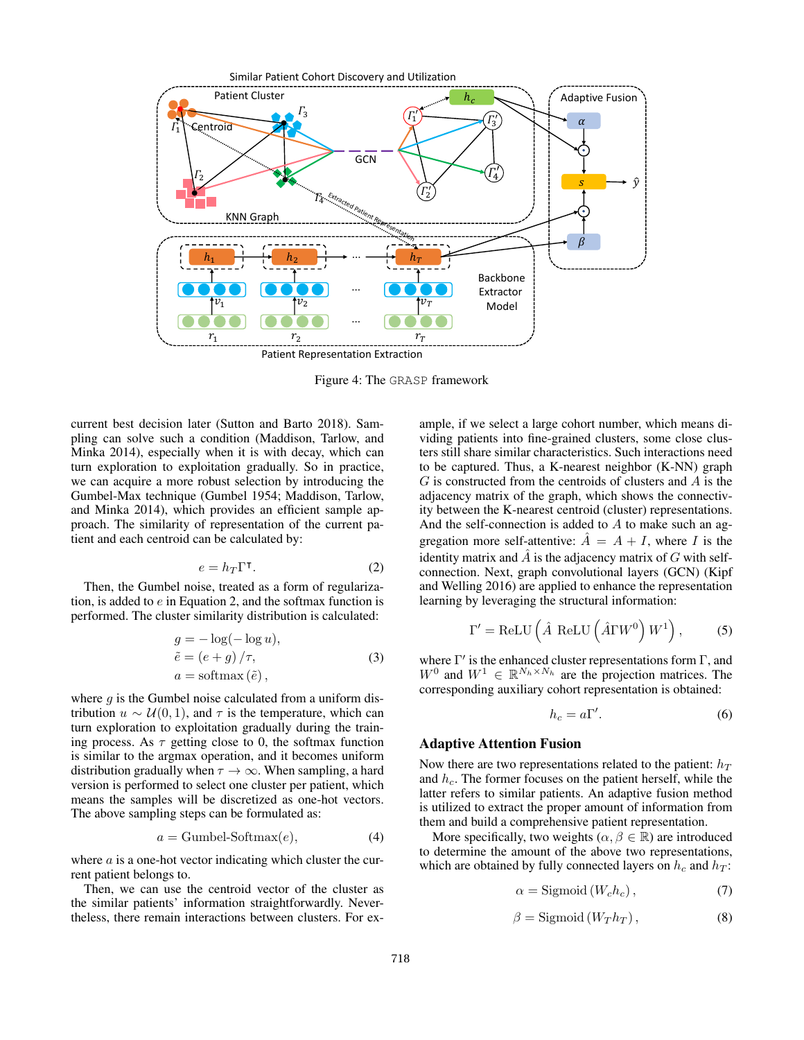Figure 4: The GRASP framework

current best decision later (Sutton and Barto 2018). Sampling can solve such a condition (Maddison, Tarlow, and Minka 2014), especially when it is with decay, which can turn exploration to exploitation gradually. So in practice, we can acquire a more robust selection by introducing the Gumbel-Max technique (Gumbel 1954; Maddison, Tarlow, and Minka 2014), which provides an efficient sample approach. The similarity of representation of the current patient and each centroid can be calculated by:

$$e = h_T \Gamma^{\intercal}. \tag{2}$$

Then, the Gumbel noise, treated as a form of regularization, is added to $e$ in Equation 2, and the softmax function is performed. The cluster similarity distribution is calculated:

$$\begin{aligned} g &= -\log(-\log u), \\ \tilde{e} &= (e + g)/\tau, \\ a &= \mathrm{softmax}(\tilde{e}), \end{aligned} \tag{3}$$

where $g$ is the Gumbel noise calculated from a uniform distribution $u \sim \mathcal{U}(0,1)$, and $\tau$ is the temperature, which can turn exploration to exploitation gradually during the training process. As $\tau$ getting close to 0, the softmax function is similar to the argmax operation, and it becomes uniform distribution gradually when $\tau \to \infty$. When sampling, a hard version is performed to select one cluster per patient, which means the samples will be discretized as one-hot vectors. The above sampling steps can be formulated as:

$$a = \text{Gumbel-Softmax}(e), \tag{4}$$

where $a$ is a one-hot vector indicating which cluster the current patient belongs to.

Then, we can use the centroid vector of the cluster as the similar patients' information straightforwardly. Nevertheless, there remain interactions between clusters. For example, if we select a large cohort number, which means dividing patients into fine-grained clusters, some close clusters still share similar characteristics. Such interactions need to be captured. Thus, a K-nearest neighbor (K-NN) graph $G$ is constructed from the centroids of clusters and $A$ is the adjacency matrix of the graph, which shows the connectivity between the K-nearest centroid (cluster) representations. And the self-connection is added to $A$ to make such an aggregation more self-attentive: $\hat{A} = A + I$, where $I$ is the identity matrix and $\hat{A}$ is the adjacency matrix of $G$ with self-connection. Next, graph convolutional layers (GCN) (Kipf and Welling 2016) are applied to enhance the representation learning by leveraging the structural information:

$$\Gamma' = \mathrm{ReLU}\left(\hat{A}\ \mathrm{ReLU}\left(\hat{A}\Gamma W^0\right) W^1\right), \tag{5}$$

where $\Gamma'$ is the enhanced cluster representations form $\Gamma$, and $W^0$ and $W^1 \in \mathbb{R}^{N_h \times N_h}$ are the projection matrices. The corresponding auxiliary cohort representation is obtained:

$$h_c = a\Gamma'. \tag{6}$$

## Adaptive Attention Fusion

Now there are two representations related to the patient: $h_T$ and $h_c$. The former focuses on the patient herself, while the latter refers to similar patients. An adaptive fusion method is utilized to extract the proper amount of information from them and build a comprehensive patient representation.

More specifically, two weights ($\alpha, \beta \in \mathbb{R}$) are introduced to determine the amount of the above two representations, which are obtained by fully connected layers on $h_c$ and $h_T$:

$$\alpha = \mathrm{Sigmoid}\left(W_c h_c\right), \tag{7}$$

$$\beta = \mathrm{Sigmoid}\left(W_T h_T\right), \tag{8}$$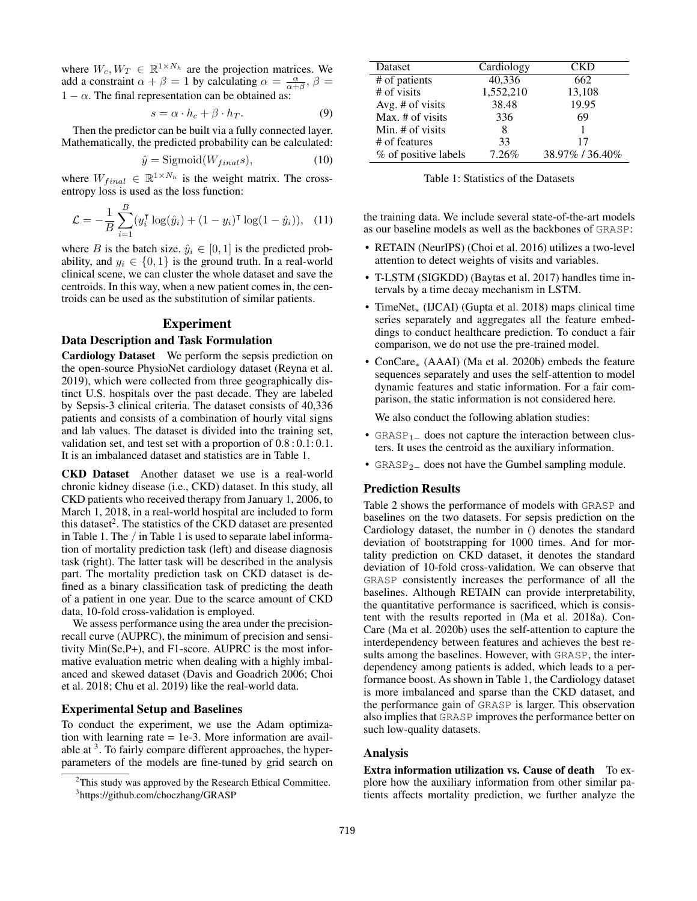where $W_c, W_T \in \mathbb{R}^{1 \times N_h}$ are the projection matrices. We add a constraint $\alpha + \beta = 1$ by calculating $\alpha = \frac{\alpha}{\alpha+\beta}$, $\beta = 1 - \alpha$. The final representation can be obtained as:

$$s = \alpha \cdot h_c + \beta \cdot h_T. \tag{9}$$

Then the predictor can be built via a fully connected layer. Mathematically, the predicted probability can be calculated:

$$\hat{y} = \text{Sigmoid}(W_{final} s), \tag{10}$$

where $W_{final} \in \mathbb{R}^{1 \times N_h}$ is the weight matrix. The cross-entropy loss is used as the loss function:

$$\mathcal{L} = -\frac{1}{B} \sum_{i=1}^{B} (y_i^\intercal \log(\hat{y}_i) + (1 - y_i)^\intercal \log(1 - \hat{y}_i)), \tag{11}$$

where $B$ is the batch size. $\hat{y}_i \in [0, 1]$ is the predicted probability, and $y_i \in \{0, 1\}$ is the ground truth. In a real-world clinical scene, we can cluster the whole dataset and save the centroids. In this way, when a new patient comes in, the centroids can be used as the substitution of similar patients.

## Experiment

### Data Description and Task Formulation

**Cardiology Dataset** We perform the sepsis prediction on the open-source PhysioNet cardiology dataset (Reyna et al. 2019), which were collected from three geographically distinct U.S. hospitals over the past decade. They are labeled by Sepsis-3 clinical criteria. The dataset consists of 40,336 patients and consists of a combination of hourly vital signs and lab values. The dataset is divided into the training set, validation set, and test set with a proportion of 0.8 : 0.1: 0.1. It is an imbalanced dataset and statistics are in Table 1.

**CKD Dataset** Another dataset we use is a real-world chronic kidney disease (i.e., CKD) dataset. In this study, all CKD patients who received therapy from January 1, 2006, to March 1, 2018, in a real-world hospital are included to form this dataset[2]. The statistics of the CKD dataset are presented in Table 1. The / in Table 1 is used to separate label information of mortality prediction task (left) and disease diagnosis task (right). The latter task will be described in the analysis part. The mortality prediction task on CKD dataset is defined as a binary classification task of predicting the death of a patient in one year. Due to the scarce amount of CKD data, 10-fold cross-validation is employed.

We assess performance using the area under the precision-recall curve (AUPRC), the minimum of precision and sensitivity Min(Se,P+), and F1-score. AUPRC is the most informative evaluation metric when dealing with a highly imbalanced and skewed dataset (Davis and Goadrich 2006; Choi et al. 2018; Chu et al. 2019) like the real-world data.

### Experimental Setup and Baselines

To conduct the experiment, we use the Adam optimization with learning rate = 1e-3. More information are available at [3]. To fairly compare different approaches, the hyper-parameters of the models are fine-tuned by grid search on the training data. We include several state-of-the-art models as our baseline models as well as the backbones of GRASP:

- RETAIN (NeurIPS) (Choi et al. 2016) utilizes a two-level attention to detect weights of visits and variables.
- T-LSTM (SIGKDD) (Baytas et al. 2017) handles time intervals by a time decay mechanism in LSTM.
- TimeNet$_*$ (IJCAI) (Gupta et al. 2018) maps clinical time series separately and aggregates all the feature embeddings to conduct healthcare prediction. To conduct a fair comparison, we do not use the pre-trained model.
- ConCare$_*$ (AAAI) (Ma et al. 2020b) embeds the feature sequences separately and uses the self-attention to model dynamic features and static information. For a fair comparison, the static information is not considered here.

  We also conduct the following ablation studies:

- GRASP$_{1-}$ does not capture the interaction between clusters. It uses the centroid as the auxiliary information.
- GRASP$_{2-}$ does not have the Gumbel sampling module.

[2] This study was approved by the Research Ethical Committee.

[3] https://github.com/choczhang/GRASP

| Dataset | Cardiology | CKD |
|---|---|---|
| # of patients | 40,336 | 662 |
| # of visits | 1,552,210 | 13,108 |
| Avg. # of visits | 38.48 | 19.95 |
| Max. # of visits | 336 | 69 |
| Min. # of visits | 8 | 1 |
| # of features | 33 | 17 |
| % of positive labels | 7.26% | 38.97% / 36.40% |

Table 1: Statistics of the Datasets

### Prediction Results

Table 2 shows the performance of models with GRASP and baselines on the two datasets. For sepsis prediction on the Cardiology dataset, the number in () denotes the standard deviation of bootstrapping for 1000 times. And for mortality prediction on CKD dataset, it denotes the standard deviation of 10-fold cross-validation. We can observe that GRASP consistently increases the performance of all the baselines. Although RETAIN can provide interpretability, the quantitative performance is sacrificed, which is consistent with the results reported in (Ma et al. 2018a). ConCare (Ma et al. 2020b) uses the self-attention to capture the interdependency between features and achieves the best results among the baselines. However, with GRASP, the interdependency among patients is added, which leads to a performance boost. As shown in Table 1, the Cardiology dataset is more imbalanced and sparse than the CKD dataset, and the performance gain of GRASP is larger. This observation also implies that GRASP improves the performance better on such low-quality datasets.

### Analysis

**Extra information utilization vs. Cause of death** To explore how the auxiliary information from other similar patients affects mortality prediction, we further analyze the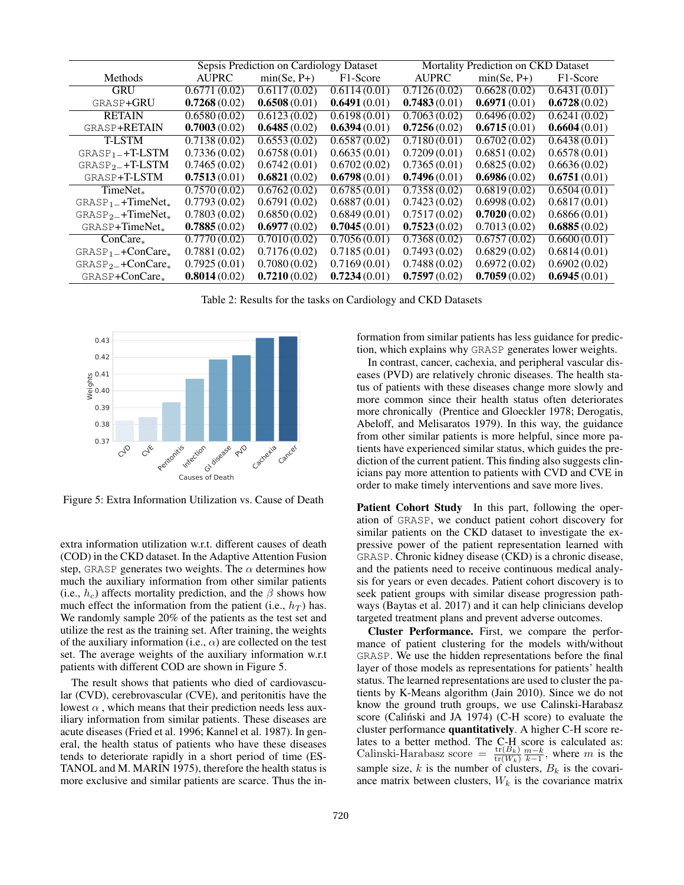| Methods | Sepsis Prediction on Cardiology Dataset | | | Mortality Prediction on CKD Dataset | | |
|---|---|---|---|---|---|---|
| | AUPRC | min(Se, P+) | F1-Score | AUPRC | min(Se, P+) | F1-Score |
| GRU | 0.6771 (0.02) | 0.6117 (0.02) | 0.6114 (0.01) | 0.7126 (0.02) | 0.6628 (0.02) | 0.6431 (0.01) |
| GRASP+GRU | **0.7268** (0.02) | **0.6508** (0.01) | **0.6491** (0.01) | **0.7483** (0.01) | **0.6971** (0.01) | **0.6728** (0.02) |
| RETAIN | 0.6580 (0.02) | 0.6123 (0.02) | 0.6198 (0.01) | 0.7063 (0.02) | 0.6496 (0.02) | 0.6241 (0.02) |
| GRASP+RETAIN | **0.7003** (0.02) | **0.6485** (0.02) | **0.6394** (0.01) | **0.7256** (0.02) | **0.6715** (0.01) | **0.6604** (0.01) |
| T-LSTM | 0.7138 (0.02) | 0.6553 (0.02) | 0.6587 (0.02) | 0.7180 (0.01) | 0.6702 (0.02) | 0.6438 (0.01) |
| $\text{GRASP}_{1-}$+T-LSTM | 0.7336 (0.02) | 0.6758 (0.01) | 0.6635 (0.01) | 0.7209 (0.01) | 0.6851 (0.02) | 0.6578 (0.01) |
| $\text{GRASP}_{2-}$+T-LSTM | 0.7465 (0.02) | 0.6742 (0.01) | 0.6702 (0.02) | 0.7365 (0.01) | 0.6825 (0.02) | 0.6636 (0.02) |
| GRASP+T-LSTM | **0.7513** (0.01) | **0.6821** (0.02) | **0.6798** (0.01) | **0.7496** (0.01) | **0.6986** (0.02) | **0.6751** (0.01) |
| $\text{TimeNet}_*$ | 0.7570 (0.02) | 0.6762 (0.02) | 0.6785 (0.01) | 0.7358 (0.02) | 0.6819 (0.02) | 0.6504 (0.01) |
| $\text{GRASP}_{1-}$+$\text{TimeNet}_*$ | 0.7793 (0.02) | 0.6791 (0.02) | 0.6887 (0.01) | 0.7423 (0.02) | 0.6998 (0.02) | 0.6817 (0.01) |
| $\text{GRASP}_{2-}$+$\text{TimeNet}_*$ | 0.7803 (0.02) | 0.6850 (0.02) | 0.6849 (0.01) | 0.7517 (0.02) | **0.7020** (0.02) | 0.6866 (0.01) |
| GRASP+$\text{TimeNet}_*$ | **0.7885** (0.02) | **0.6977** (0.02) | **0.7045** (0.01) | **0.7523** (0.02) | 0.7013 (0.02) | **0.6885** (0.02) |
| $\text{ConCare}_*$ | 0.7770 (0.02) | 0.7010 (0.02) | 0.7056 (0.01) | 0.7368 (0.02) | 0.6757 (0.02) | 0.6600 (0.01) |
| $\text{GRASP}_{1-}$+$\text{ConCare}_*$ | 0.7881 (0.02) | 0.7176 (0.02) | 0.7185 (0.01) | 0.7493 (0.02) | 0.6829 (0.02) | 0.6814 (0.01) |
| $\text{GRASP}_{2-}$+$\text{ConCare}_*$ | 0.7925 (0.01) | 0.7080 (0.02) | 0.7169 (0.01) | 0.7488 (0.02) | 0.6972 (0.02) | 0.6902 (0.02) |
| GRASP+$\text{ConCare}_*$ | **0.8014** (0.02) | **0.7210** (0.02) | **0.7234** (0.01) | **0.7597** (0.02) | **0.7059** (0.02) | **0.6945** (0.01) |

Table 2: Results for the tasks on Cardiology and CKD Datasets

Figure 5: Extra Information Utilization vs. Cause of Death

extra information utilization w.r.t. different causes of death (COD) in the CKD dataset. In the Adaptive Attention Fusion step, GRASP generates two weights. The $\alpha$ determines how much the auxiliary information from other similar patients (i.e., $h_c$) affects mortality prediction, and the $\beta$ shows how much effect the information from the patient (i.e., $h_T$) has. We randomly sample 20% of the patients as the test set and utilize the rest as the training set. After training, the weights of the auxiliary information (i.e., $\alpha$) are collected on the test set. The average weights of the auxiliary information w.r.t patients with different COD are shown in Figure 5.

The result shows that patients who died of cardiovascular (CVD), cerebrovascular (CVE), and peritonitis have the lowest $\alpha$ , which means that their prediction needs less auxiliary information from similar patients. These diseases are acute diseases (Fried et al. 1996; Kannel et al. 1987). In general, the health status of patients who have these diseases tends to deteriorate rapidly in a short period of time (ESTANOL and M. MARIN 1975), therefore the health status is more exclusive and similar patients are scarce. Thus the information from similar patients has less guidance for prediction, which explains why GRASP generates lower weights.

In contrast, cancer, cachexia, and peripheral vascular diseases (PVD) are relatively chronic diseases. The health status of patients with these diseases change more slowly and more common since their health status often deteriorates more chronically (Prentice and Gloeckler 1978; Derogatis, Abeloff, and Melisaratos 1979). In this way, the guidance from other similar patients is more helpful, since more patients have experienced similar status, which guides the prediction of the current patient. This finding also suggests clinicians pay more attention to patients with CVD and CVE in order to make timely interventions and save more lives.

**Patient Cohort Study** In this part, following the operation of GRASP, we conduct patient cohort discovery for similar patients on the CKD dataset to investigate the expressive power of the patient representation learned with GRASP. Chronic kidney disease (CKD) is a chronic disease, and the patients need to receive continuous medical analysis for years or even decades. Patient cohort discovery is to seek patient groups with similar disease progression pathways (Baytas et al. 2017) and it can help clinicians develop targeted treatment plans and prevent adverse outcomes.

**Cluster Performance.** First, we compare the performance of patient clustering for the models with/without GRASP. We use the hidden representations before the final layer of those models as representations for patients' health status. The learned representations are used to cluster the patients by K-Means algorithm (Jain 2010). Since we do not know the ground truth groups, we use Calinski-Harabasz score (Caliński and JA 1974) (C-H score) to evaluate the cluster performance **quantitatively**. A higher C-H score relates to a better method. The C-H score is calculated as: $\text{Calinski-Harabasz score} = \frac{\text{tr}(B_k)}{\text{tr}(W_k)} \frac{m-k}{k-1}$, where $m$ is the sample size, $k$ is the number of clusters, $B_k$ is the covariance matrix between clusters, $W_k$ is the covariance matrix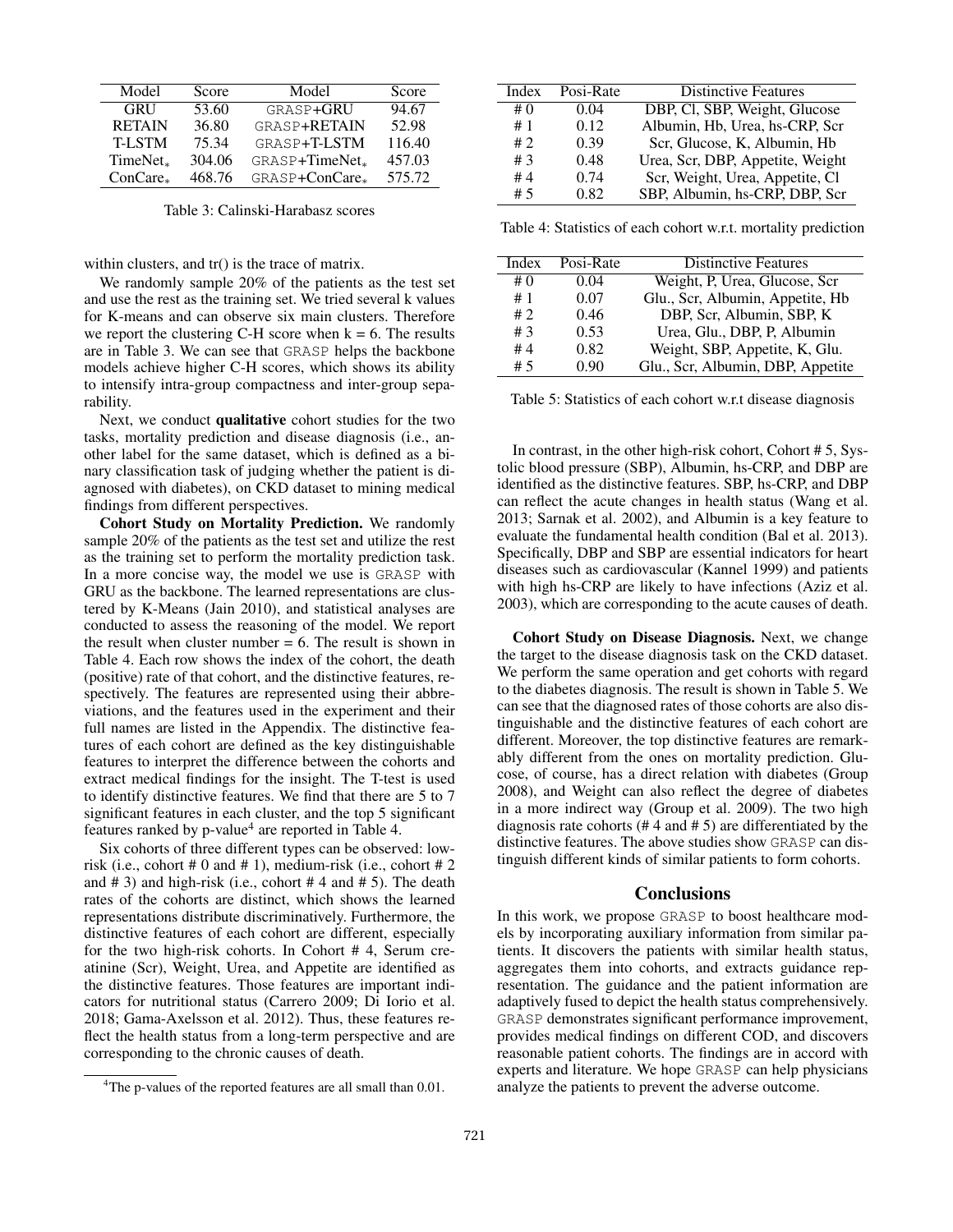| Model | Score | Model | Score |
|---|---|---|---|
| GRU | 53.60 | GRASP+GRU | 94.67 |
| RETAIN | 36.80 | GRASP+RETAIN | 52.98 |
| T-LSTM | 75.34 | GRASP+T-LSTM | 116.40 |
| $\text{TimeNet}_*$ | 304.06 | $\text{GRASP+TimeNet}_*$ | 457.03 |
| $\text{ConCare}_*$ | 468.76 | $\text{GRASP+ConCare}_*$ | 575.72 |

Table 3: Calinski-Harabasz scores

within clusters, and tr() is the trace of matrix.

We randomly sample 20% of the patients as the test set and use the rest as the training set. We tried several k values for K-means and can observe six main clusters. Therefore we report the clustering C-H score when k = 6. The results are in Table 3. We can see that GRASP helps the backbone models achieve higher C-H scores, which shows its ability to intensify intra-group compactness and inter-group separability.

Next, we conduct **qualitative** cohort studies for the two tasks, mortality prediction and disease diagnosis (i.e., another label for the same dataset, which is defined as a binary classification task of judging whether the patient is diagnosed with diabetes), on CKD dataset to mining medical findings from different perspectives.

**Cohort Study on Mortality Prediction.** We randomly sample 20% of the patients as the test set and utilize the rest as the training set to perform the mortality prediction task. In a more concise way, the model we use is GRASP with GRU as the backbone. The learned representations are clustered by K-Means (Jain 2010), and statistical analyses are conducted to assess the reasoning of the model. We report the result when cluster number = 6. The result is shown in Table 4. Each row shows the index of the cohort, the death (positive) rate of that cohort, and the distinctive features, respectively. The features are represented using their abbreviations, and the features used in the experiment and their full names are listed in the Appendix. The distinctive features of each cohort are defined as the key distinguishable features to interpret the difference between the cohorts and extract medical findings for the insight. The T-test is used to identify distinctive features. We find that there are 5 to 7 significant features in each cluster, and the top 5 significant features ranked by p-value[4] are reported in Table 4.

Six cohorts of three different types can be observed: low-risk (i.e., cohort # 0 and # 1), medium-risk (i.e., cohort # 2 and # 3) and high-risk (i.e., cohort # 4 and # 5). The death rates of the cohorts are distinct, which shows the learned representations distribute discriminatively. Furthermore, the distinctive features of each cohort are different, especially for the two high-risk cohorts. In Cohort # 4, Serum creatinine (Scr), Weight, Urea, and Appetite are identified as the distinctive features. Those features are important indicators for nutritional status (Carrero 2009; Di Iorio et al. 2018; Gama-Axelsson et al. 2012). Thus, these features reflect the health status from a long-term perspective and are corresponding to the chronic causes of death.

[4] The p-values of the reported features are all small than 0.01.

| Index | Posi-Rate | Distinctive Features |
|---|---|---|
| # 0 | 0.04 | DBP, Cl, SBP, Weight, Glucose |
| # 1 | 0.12 | Albumin, Hb, Urea, hs-CRP, Scr |
| # 2 | 0.39 | Scr, Glucose, K, Albumin, Hb |
| # 3 | 0.48 | Urea, Scr, DBP, Appetite, Weight |
| # 4 | 0.74 | Scr, Weight, Urea, Appetite, Cl |
| # 5 | 0.82 | SBP, Albumin, hs-CRP, DBP, Scr |

Table 4: Statistics of each cohort w.r.t. mortality prediction

| Index | Posi-Rate | Distinctive Features |
|---|---|---|
| # 0 | 0.04 | Weight, P, Urea, Glucose, Scr |
| # 1 | 0.07 | Glu., Scr, Albumin, Appetite, Hb |
| # 2 | 0.46 | DBP, Scr, Albumin, SBP, K |
| # 3 | 0.53 | Urea, Glu., DBP, P, Albumin |
| # 4 | 0.82 | Weight, SBP, Appetite, K, Glu. |
| # 5 | 0.90 | Glu., Scr, Albumin, DBP, Appetite |

Table 5: Statistics of each cohort w.r.t disease diagnosis

In contrast, in the other high-risk cohort, Cohort # 5, Systolic blood pressure (SBP), Albumin, hs-CRP, and DBP are identified as the distinctive features. SBP, hs-CRP, and DBP can reflect the acute changes in health status (Wang et al. 2013; Sarnak et al. 2002), and Albumin is a key feature to evaluate the fundamental health condition (Bal et al. 2013). Specifically, DBP and SBP are essential indicators for heart diseases such as cardiovascular (Kannel 1999) and patients with high hs-CRP are likely to have infections (Aziz et al. 2003), which are corresponding to the acute causes of death.

**Cohort Study on Disease Diagnosis.** Next, we change the target to the disease diagnosis task on the CKD dataset. We perform the same operation and get cohorts with regard to the diabetes diagnosis. The result is shown in Table 5. We can see that the diagnosed rates of those cohorts are also distinguishable and the distinctive features of each cohort are different. Moreover, the top distinctive features are remarkably different from the ones on mortality prediction. Glucose, of course, has a direct relation with diabetes (Group 2008), and Weight can also reflect the degree of diabetes in a more indirect way (Group et al. 2009). The two high diagnosis rate cohorts (# 4 and # 5) are differentiated by the distinctive features. The above studies show GRASP can distinguish different kinds of similar patients to form cohorts.

## Conclusions

In this work, we propose GRASP to boost healthcare models by incorporating auxiliary information from similar patients. It discovers the patients with similar health status, aggregates them into cohorts, and extracts guidance representation. The guidance and the patient information are adaptively fused to depict the health status comprehensively. GRASP demonstrates significant performance improvement, provides medical findings on different COD, and discovers reasonable patient cohorts. The findings are in accord with experts and literature. We hope GRASP can help physicians analyze the patients to prevent the adverse outcome.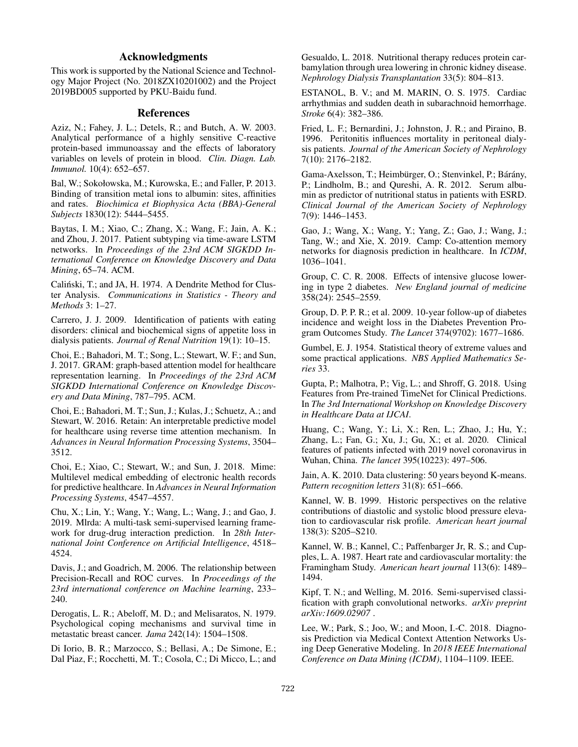## Acknowledgments

This work is supported by the National Science and Technology Major Project (No. 2018ZX10201002) and the Project 2019BD005 supported by PKU-Baidu fund.

## References

Aziz, N.; Fahey, J. L.; Detels, R.; and Butch, A. W. 2003. Analytical performance of a highly sensitive C-reactive protein-based immunoassay and the effects of laboratory variables on levels of protein in blood. *Clin. Diagn. Lab. Immunol.* 10(4): 652–657.

Bal, W.; Sokołowska, M.; Kurowska, E.; and Faller, P. 2013. Binding of transition metal ions to albumin: sites, affinities and rates. *Biochimica et Biophysica Acta (BBA)-General Subjects* 1830(12): 5444–5455.

Baytas, I. M.; Xiao, C.; Zhang, X.; Wang, F.; Jain, A. K.; and Zhou, J. 2017. Patient subtyping via time-aware LSTM networks. In *Proceedings of the 23rd ACM SIGKDD International Conference on Knowledge Discovery and Data Mining*, 65–74. ACM.

Caliński, T.; and JA, H. 1974. A Dendrite Method for Cluster Analysis. *Communications in Statistics - Theory and Methods* 3: 1–27.

Carrero, J. J. 2009. Identification of patients with eating disorders: clinical and biochemical signs of appetite loss in dialysis patients. *Journal of Renal Nutrition* 19(1): 10–15.

Choi, E.; Bahadori, M. T.; Song, L.; Stewart, W. F.; and Sun, J. 2017. GRAM: graph-based attention model for healthcare representation learning. In *Proceedings of the 23rd ACM SIGKDD International Conference on Knowledge Discovery and Data Mining*, 787–795. ACM.

Choi, E.; Bahadori, M. T.; Sun, J.; Kulas, J.; Schuetz, A.; and Stewart, W. 2016. Retain: An interpretable predictive model for healthcare using reverse time attention mechanism. In *Advances in Neural Information Processing Systems*, 3504–3512.

Choi, E.; Xiao, C.; Stewart, W.; and Sun, J. 2018. Mime: Multilevel medical embedding of electronic health records for predictive healthcare. In *Advances in Neural Information Processing Systems*, 4547–4557.

Chu, X.; Lin, Y.; Wang, Y.; Wang, L.; Wang, J.; and Gao, J. 2019. Mlrda: A multi-task semi-supervised learning framework for drug-drug interaction prediction. In *28th International Joint Conference on Artificial Intelligence*, 4518–4524.

Davis, J.; and Goadrich, M. 2006. The relationship between Precision-Recall and ROC curves. In *Proceedings of the 23rd international conference on Machine learning*, 233–240.

Derogatis, L. R.; Abeloff, M. D.; and Melisaratos, N. 1979. Psychological coping mechanisms and survival time in metastatic breast cancer. *Jama* 242(14): 1504–1508.

Di Iorio, B. R.; Marzocco, S.; Bellasi, A.; De Simone, E.; Dal Piaz, F.; Rocchetti, M. T.; Cosola, C.; Di Micco, L.; and Gesualdo, L. 2018. Nutritional therapy reduces protein carbamylation through urea lowering in chronic kidney disease. *Nephrology Dialysis Transplantation* 33(5): 804–813.

ESTANOL, B. V.; and M. MARIN, O. S. 1975. Cardiac arrhythmias and sudden death in subarachnoid hemorrhage. *Stroke* 6(4): 382–386.

Fried, L. F.; Bernardini, J.; Johnston, J. R.; and Piraino, B. 1996. Peritonitis influences mortality in peritoneal dialysis patients. *Journal of the American Society of Nephrology* 7(10): 2176–2182.

Gama-Axelsson, T.; Heimbürger, O.; Stenvinkel, P.; Bárány, P.; Lindholm, B.; and Qureshi, A. R. 2012. Serum albumin as predictor of nutritional status in patients with ESRD. *Clinical Journal of the American Society of Nephrology* 7(9): 1446–1453.

Gao, J.; Wang, X.; Wang, Y.; Yang, Z.; Gao, J.; Wang, J.; Tang, W.; and Xie, X. 2019. Camp: Co-attention memory networks for diagnosis prediction in healthcare. In *ICDM*, 1036–1041.

Group, C. C. R. 2008. Effects of intensive glucose lowering in type 2 diabetes. *New England journal of medicine* 358(24): 2545–2559.

Group, D. P. P. R.; et al. 2009. 10-year follow-up of diabetes incidence and weight loss in the Diabetes Prevention Program Outcomes Study. *The Lancet* 374(9702): 1677–1686.

Gumbel, E. J. 1954. Statistical theory of extreme values and some practical applications. *NBS Applied Mathematics Series* 33.

Gupta, P.; Malhotra, P.; Vig, L.; and Shroff, G. 2018. Using Features from Pre-trained TimeNet for Clinical Predictions. In *The 3rd International Workshop on Knowledge Discovery in Healthcare Data at IJCAI*.

Huang, C.; Wang, Y.; Li, X.; Ren, L.; Zhao, J.; Hu, Y.; Zhang, L.; Fan, G.; Xu, J.; Gu, X.; et al. 2020. Clinical features of patients infected with 2019 novel coronavirus in Wuhan, China. *The lancet* 395(10223): 497–506.

Jain, A. K. 2010. Data clustering: 50 years beyond K-means. *Pattern recognition letters* 31(8): 651–666.

Kannel, W. B. 1999. Historic perspectives on the relative contributions of diastolic and systolic blood pressure elevation to cardiovascular risk profile. *American heart journal* 138(3): S205–S210.

Kannel, W. B.; Kannel, C.; Paffenbarger Jr, R. S.; and Cupples, L. A. 1987. Heart rate and cardiovascular mortality: the Framingham Study. *American heart journal* 113(6): 1489–1494.

Kipf, T. N.; and Welling, M. 2016. Semi-supervised classification with graph convolutional networks. *arXiv preprint arXiv:1609.02907* .

Lee, W.; Park, S.; Joo, W.; and Moon, I.-C. 2018. Diagnosis Prediction via Medical Context Attention Networks Using Deep Generative Modeling. In *2018 IEEE International Conference on Data Mining (ICDM)*, 1104–1109. IEEE.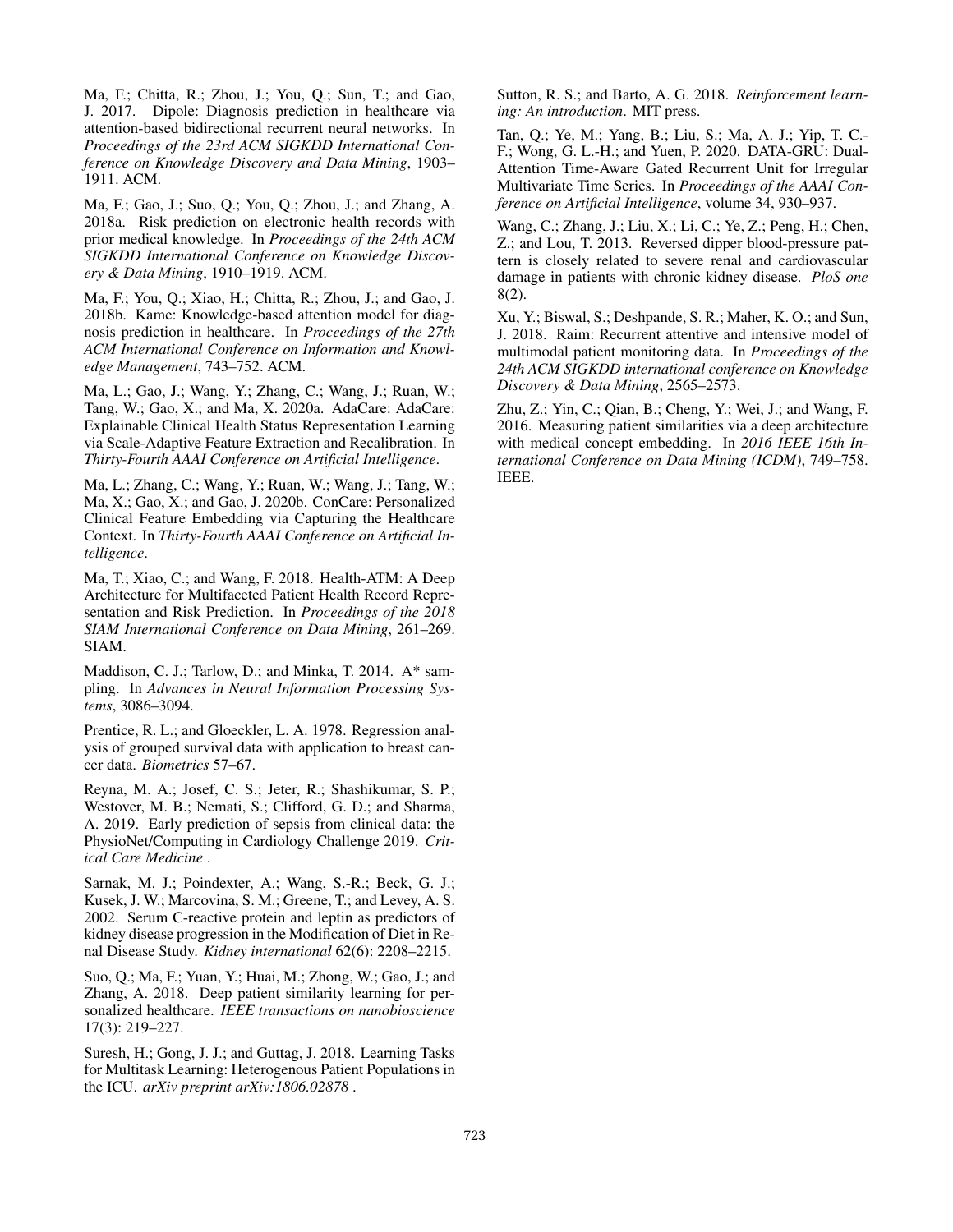Ma, F.; Chitta, R.; Zhou, J.; You, Q.; Sun, T.; and Gao, J. 2017. Dipole: Diagnosis prediction in healthcare via attention-based bidirectional recurrent neural networks. In *Proceedings of the 23rd ACM SIGKDD International Conference on Knowledge Discovery and Data Mining*, 1903–1911. ACM.

Ma, F.; Gao, J.; Suo, Q.; You, Q.; Zhou, J.; and Zhang, A. 2018a. Risk prediction on electronic health records with prior medical knowledge. In *Proceedings of the 24th ACM SIGKDD International Conference on Knowledge Discovery & Data Mining*, 1910–1919. ACM.

Ma, F.; You, Q.; Xiao, H.; Chitta, R.; Zhou, J.; and Gao, J. 2018b. Kame: Knowledge-based attention model for diagnosis prediction in healthcare. In *Proceedings of the 27th ACM International Conference on Information and Knowledge Management*, 743–752. ACM.

Ma, L.; Gao, J.; Wang, Y.; Zhang, C.; Wang, J.; Ruan, W.; Tang, W.; Gao, X.; and Ma, X. 2020a. AdaCare: AdaCare: Explainable Clinical Health Status Representation Learning via Scale-Adaptive Feature Extraction and Recalibration. In *Thirty-Fourth AAAI Conference on Artificial Intelligence*.

Ma, L.; Zhang, C.; Wang, Y.; Ruan, W.; Wang, J.; Tang, W.; Ma, X.; Gao, X.; and Gao, J. 2020b. ConCare: Personalized Clinical Feature Embedding via Capturing the Healthcare Context. In *Thirty-Fourth AAAI Conference on Artificial Intelligence*.

Ma, T.; Xiao, C.; and Wang, F. 2018. Health-ATM: A Deep Architecture for Multifaceted Patient Health Record Representation and Risk Prediction. In *Proceedings of the 2018 SIAM International Conference on Data Mining*, 261–269. SIAM.

Maddison, C. J.; Tarlow, D.; and Minka, T. 2014. A* sampling. In *Advances in Neural Information Processing Systems*, 3086–3094.

Prentice, R. L.; and Gloeckler, L. A. 1978. Regression analysis of grouped survival data with application to breast cancer data. *Biometrics* 57–67.

Reyna, M. A.; Josef, C. S.; Jeter, R.; Shashikumar, S. P.; Westover, M. B.; Nemati, S.; Clifford, G. D.; and Sharma, A. 2019. Early prediction of sepsis from clinical data: the PhysioNet/Computing in Cardiology Challenge 2019. *Critical Care Medicine* .

Sarnak, M. J.; Poindexter, A.; Wang, S.-R.; Beck, G. J.; Kusek, J. W.; Marcovina, S. M.; Greene, T.; and Levey, A. S. 2002. Serum C-reactive protein and leptin as predictors of kidney disease progression in the Modification of Diet in Renal Disease Study. *Kidney international* 62(6): 2208–2215.

Suo, Q.; Ma, F.; Yuan, Y.; Huai, M.; Zhong, W.; Gao, J.; and Zhang, A. 2018. Deep patient similarity learning for personalized healthcare. *IEEE transactions on nanobioscience* 17(3): 219–227.

Suresh, H.; Gong, J. J.; and Guttag, J. 2018. Learning Tasks for Multitask Learning: Heterogenous Patient Populations in the ICU. *arXiv preprint arXiv:1806.02878* .

Sutton, R. S.; and Barto, A. G. 2018. *Reinforcement learning: An introduction*. MIT press.

Tan, Q.; Ye, M.; Yang, B.; Liu, S.; Ma, A. J.; Yip, T. C.-F.; Wong, G. L.-H.; and Yuen, P. 2020. DATA-GRU: Dual-Attention Time-Aware Gated Recurrent Unit for Irregular Multivariate Time Series. In *Proceedings of the AAAI Conference on Artificial Intelligence*, volume 34, 930–937.

Wang, C.; Zhang, J.; Liu, X.; Li, C.; Ye, Z.; Peng, H.; Chen, Z.; and Lou, T. 2013. Reversed dipper blood-pressure pattern is closely related to severe renal and cardiovascular damage in patients with chronic kidney disease. *PloS one* 8(2).

Xu, Y.; Biswal, S.; Deshpande, S. R.; Maher, K. O.; and Sun, J. 2018. Raim: Recurrent attentive and intensive model of multimodal patient monitoring data. In *Proceedings of the 24th ACM SIGKDD international conference on Knowledge Discovery & Data Mining*, 2565–2573.

Zhu, Z.; Yin, C.; Qian, B.; Cheng, Y.; Wei, J.; and Wang, F. 2016. Measuring patient similarities via a deep architecture with medical concept embedding. In *2016 IEEE 16th International Conference on Data Mining (ICDM)*, 749–758. IEEE.